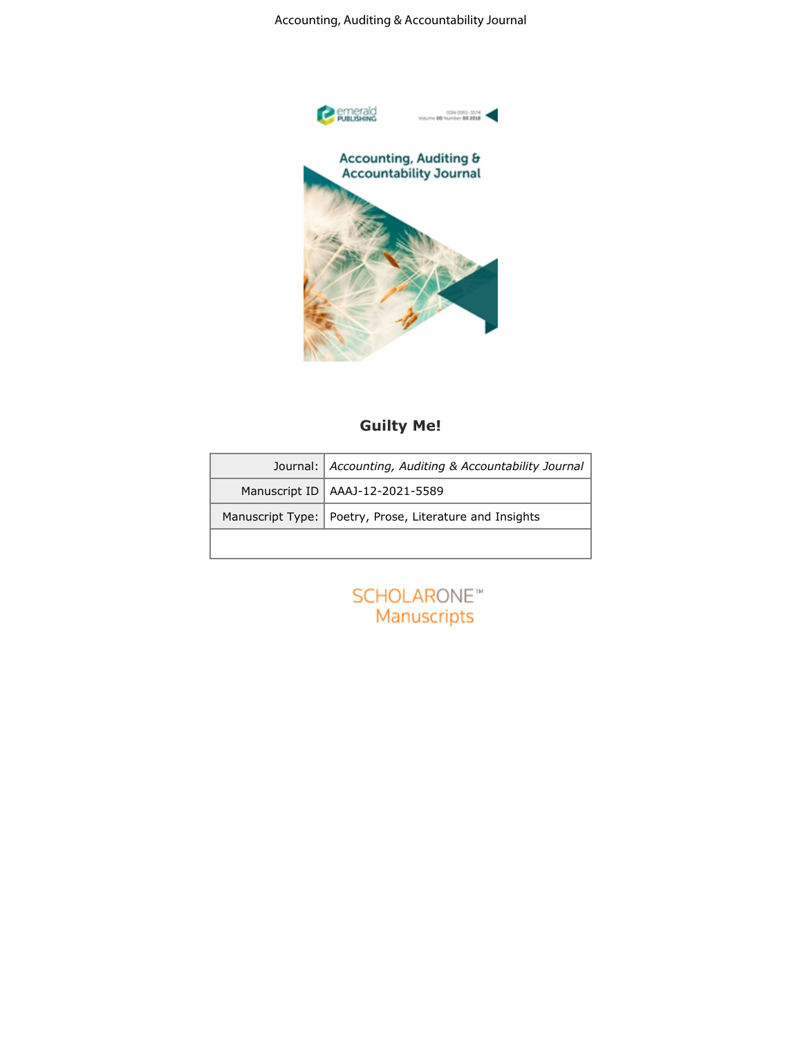# Guilty Me!

| Journal: | *Accounting, Auditing & Accountability Journal* |
| --- | --- |
| Manuscript ID | AAAJ-12-2021-5589 |
| Manuscript Type: | Poetry, Prose, Literature and Insights |
| | |

SCHOLARONE™
Manuscripts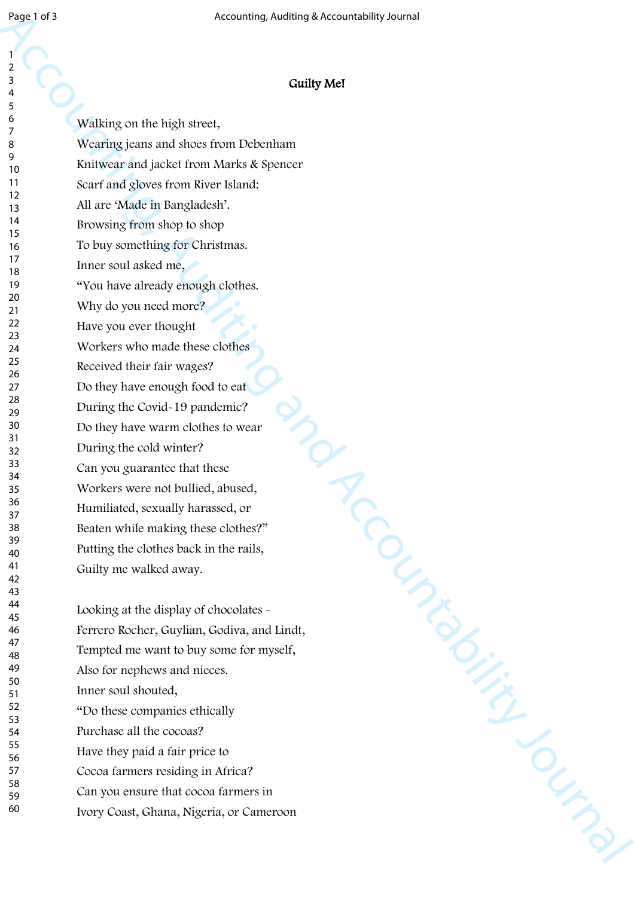# Guilty Me!

Walking on the high street,  
Wearing jeans and shoes from Debenham  
Knitwear and jacket from Marks & Spencer  
Scarf and gloves from River Island:  
All are 'Made in Bangladesh'.  
Browsing from shop to shop  
To buy something for Christmas.  
Inner soul asked me,  
"You have already enough clothes.  
Why do you need more?  
Have you ever thought  
Workers who made these clothes  
Received their fair wages?  
Do they have enough food to eat  
During the Covid-19 pandemic?  
Do they have warm clothes to wear  
During the cold winter?  
Can you guarantee that these  
Workers were not bullied, abused,  
Humiliated, sexually harassed, or  
Beaten while making these clothes?"  
Putting the clothes back in the rails,  
Guilty me walked away.

Looking at the display of chocolates -  
Ferrero Rocher, Guylian, Godiva, and Lindt,  
Tempted me want to buy some for myself,  
Also for nephews and nieces.  
Inner soul shouted,  
"Do these companies ethically  
Purchase all the cocoas?  
Have they paid a fair price to  
Cocoa farmers residing in Africa?  
Can you ensure that cocoa farmers in  
Ivory Coast, Ghana, Nigeria, or Cameroon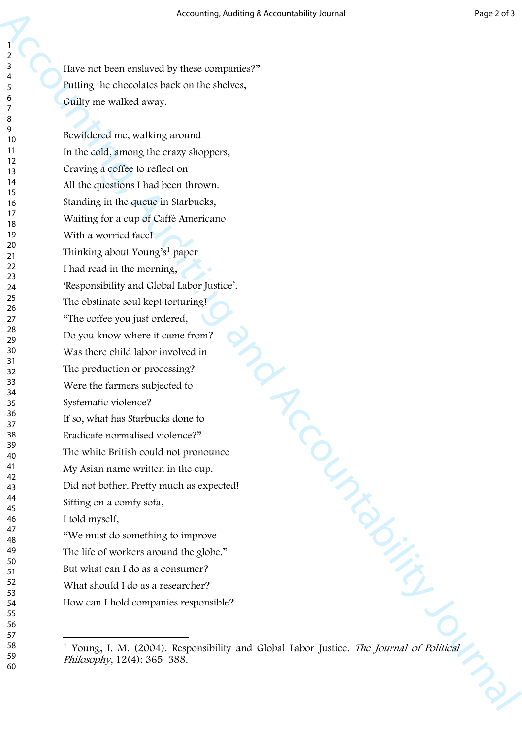Have not been enslaved by these companies?"  
Putting the chocolates back on the shelves,  
Guilty me walked away.

Bewildered me, walking around  
In the cold, among the crazy shoppers,  
Craving a coffee to reflect on  
All the questions I had been thrown.  
Standing in the queue in Starbucks,  
Waiting for a cup of Caffè Americano  
With a worried face!  
Thinking about Young's[1] paper  
I had read in the morning,  
'Responsibility and Global Labor Justice'.  
The obstinate soul kept torturing!  
"The coffee you just ordered,  
Do you know where it came from?  
Was there child labor involved in  
The production or processing?  
Were the farmers subjected to  
Systematic violence?  
If so, what has Starbucks done to  
Eradicate normalised violence?"  
The white British could not pronounce  
My Asian name written in the cup.  
Did not bother. Pretty much as expected!  
Sitting on a comfy sofa,  
I told myself,  
"We must do something to improve  
The life of workers around the globe."  
But what can I do as a consumer?  
What should I do as a researcher?  
How can I hold companies responsible?

---

[1] Young, I. M. (2004). Responsibility and Global Labor Justice. *The Journal of Political Philosophy*, 12(4): 365–388.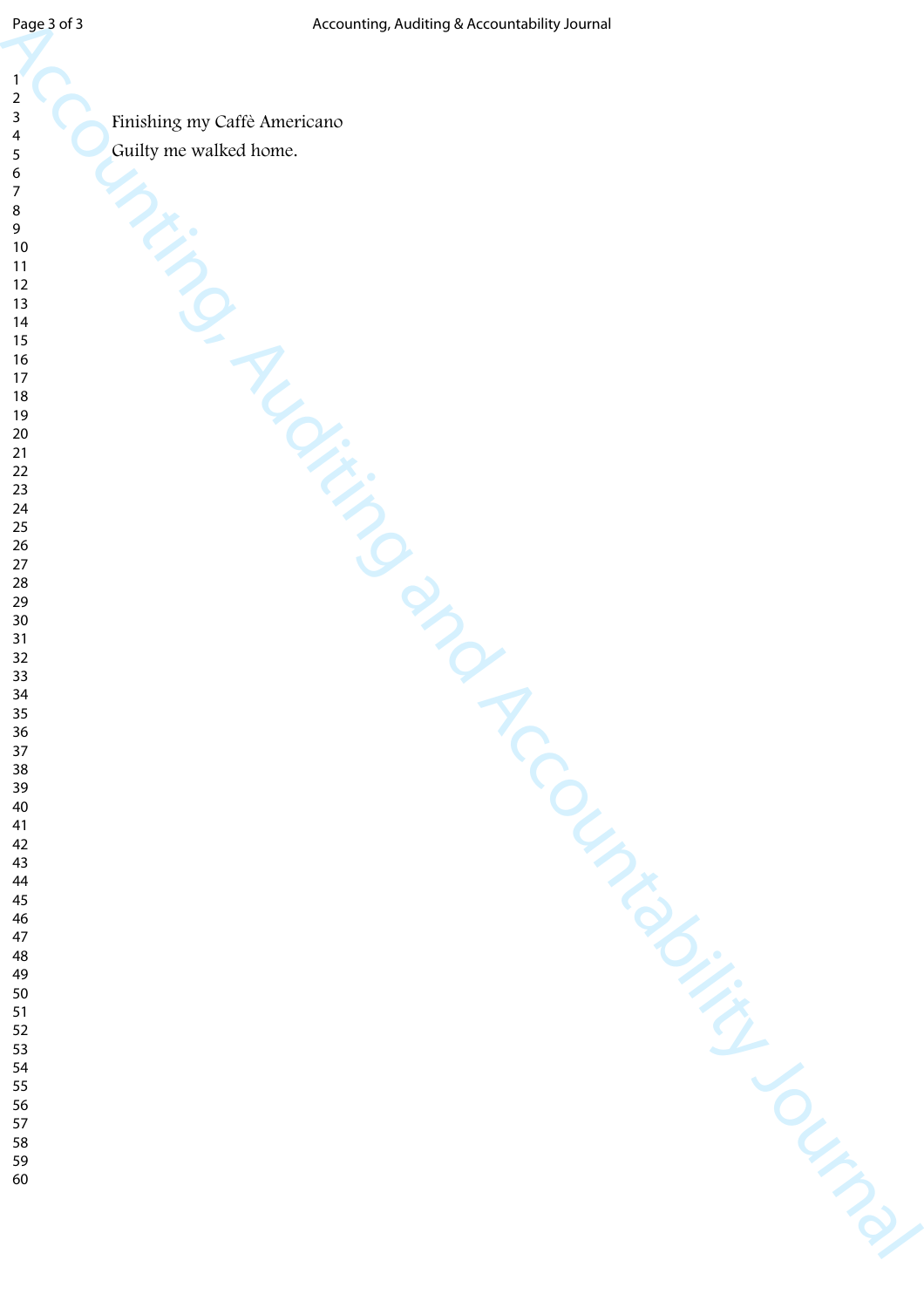Finishing my Caffè Americano

Guilty me walked home.